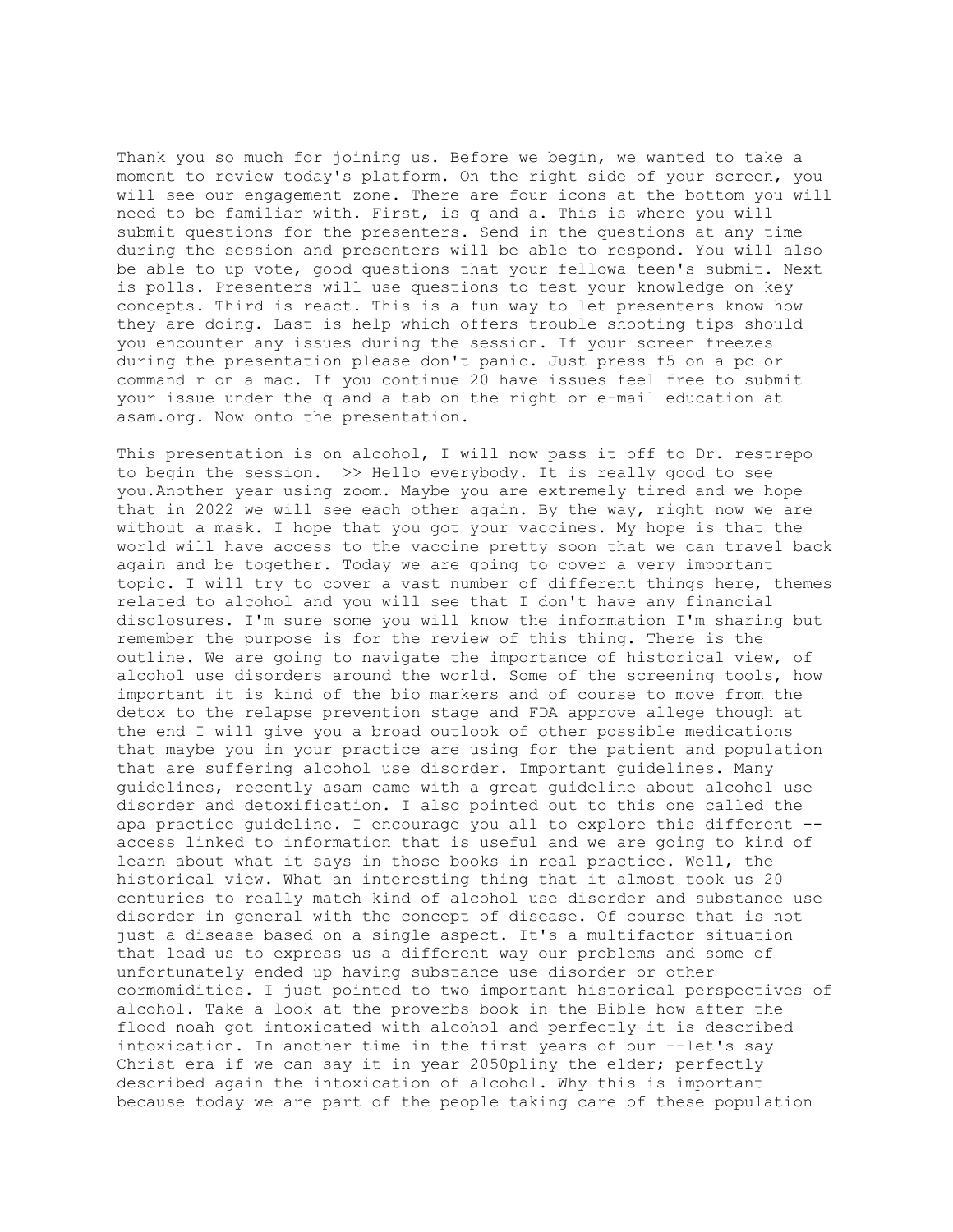Thank you so much for joining us. Before we begin, we wanted to take a moment to review today's platform. On the right side of your screen, you will see our engagement zone. There are four icons at the bottom you will need to be familiar with. First, is q and a. This is where you will submit questions for the presenters. Send in the questions at any time during the session and presenters will be able to respond. You will also be able to up vote, good questions that your fellowa teen's submit. Next is polls. Presenters will use questions to test your knowledge on key concepts. Third is react. This is a fun way to let presenters know how they are doing. Last is help which offers trouble shooting tips should you encounter any issues during the session. If your screen freezes during the presentation please don't panic. Just press f5 on a pc or command r on a mac. If you continue 20 have issues feel free to submit your issue under the q and a tab on the right or e-mail education at asam.org. Now onto the presentation.

This presentation is on alcohol, I will now pass it off to Dr. restrepo to begin the session.  >> Hello everybody. It is really good to see you.Another year using zoom. Maybe you are extremely tired and we hope that in 2022 we will see each other again. By the way, right now we are without a mask. I hope that you got your vaccines. My hope is that the world will have access to the vaccine pretty soon that we can travel back again and be together. Today we are going to cover a very important topic. I will try to cover a vast number of different things here, themes related to alcohol and you will see that I don't have any financial disclosures. I'm sure some you will know the information I'm sharing but remember the purpose is for the review of this thing. There is the outline. We are going to navigate the importance of historical view, of alcohol use disorders around the world. Some of the screening tools, how important it is kind of the bio markers and of course to move from the detox to the relapse prevention stage and FDA approve allege though at the end I will give you a broad outlook of other possible medications that maybe you in your practice are using for the patient and population that are suffering alcohol use disorder. Important guidelines. Many guidelines, recently asam came with a great guideline about alcohol use disorder and detoxification. I also pointed out to this one called the apa practice guideline. I encourage you all to explore this different -- access linked to information that is useful and we are going to kind of learn about what it says in those books in real practice. Well, the historical view. What an interesting thing that it almost took us 20 centuries to really match kind of alcohol use disorder and substance use disorder in general with the concept of disease. Of course that is not just a disease based on a single aspect. It's a multifactor situation that lead us to express us a different way our problems and some of unfortunately ended up having substance use disorder or other cormomidities. I just pointed to two important historical perspectives of alcohol. Take a look at the proverbs book in the Bible how after the flood noah got intoxicated with alcohol and perfectly it is described intoxication. In another time in the first years of our --let's say Christ era if we can say it in year 2050pliny the elder; perfectly described again the intoxication of alcohol. Why this is important because today we are part of the people taking care of these population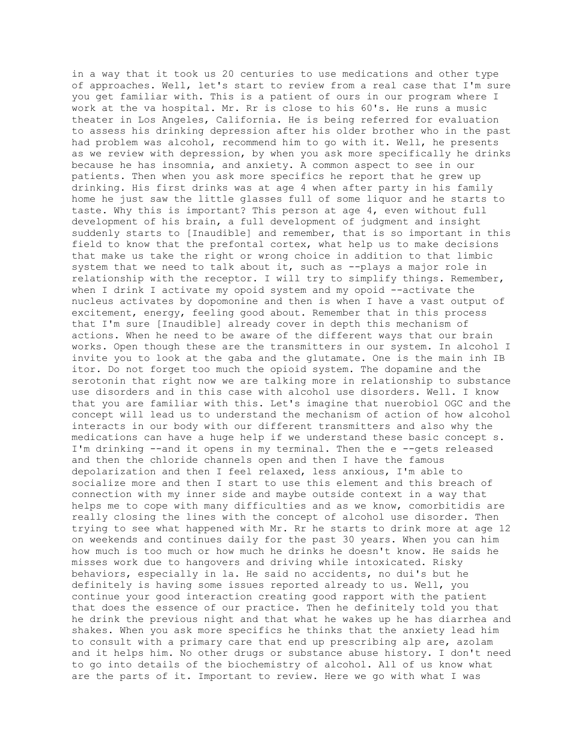in a way that it took us 20 centuries to use medications and other type of approaches. Well, let's start to review from a real case that I'm sure you get familiar with. This is a patient of ours in our program where I work at the va hospital. Mr. Rr is close to his 60's. He runs a music theater in Los Angeles, California. He is being referred for evaluation to assess his drinking depression after his older brother who in the past had problem was alcohol, recommend him to go with it. Well, he presents as we review with depression, by when you ask more specifically he drinks because he has insomnia, and anxiety. A common aspect to see in our patients. Then when you ask more specifics he report that he grew up drinking. His first drinks was at age 4 when after party in his family home he just saw the little glasses full of some liquor and he starts to taste. Why this is important? This person at age 4, even without full development of his brain, a full development of judgment and insight suddenly starts to [Inaudible] and remember, that is so important in this field to know that the prefontal cortex, what help us to make decisions that make us take the right or wrong choice in addition to that limbic system that we need to talk about it, such as --plays a major role in relationship with the receptor. I will try to simplify things. Remember, when I drink I activate my opoid system and my opoid --activate the nucleus activates by dopomonine and then is when I have a vast output of excitement, energy, feeling good about. Remember that in this process that I'm sure [Inaudible] already cover in depth this mechanism of actions. When he need to be aware of the different ways that our brain works. Open though these are the transmitters in our system. In alcohol I invite you to look at the gaba and the glutamate. One is the main inh IB itor. Do not forget too much the opioid system. The dopamine and the serotonin that right now we are talking more in relationship to substance use disorders and in this case with alcohol use disorders. Well. I know that you are familiar with this. Let's imagine that nuerobiol OGC and the concept will lead us to understand the mechanism of action of how alcohol interacts in our body with our different transmitters and also why the medications can have a huge help if we understand these basic concept s. I'm drinking --and it opens in my terminal. Then the e --gets released and then the chloride channels open and then I have the famous depolarization and then I feel relaxed, less anxious, I'm able to socialize more and then I start to use this element and this breach of connection with my inner side and maybe outside context in a way that helps me to cope with many difficulties and as we know, comorbitidis are really closing the lines with the concept of alcohol use disorder. Then trying to see what happened with Mr. Rr he starts to drink more at age 12 on weekends and continues daily for the past 30 years. When you can him how much is too much or how much he drinks he doesn't know. He saids he misses work due to hangovers and driving while intoxicated. Risky behaviors, especially in la. He said no accidents, no dui's but he definitely is having some issues reported already to us. Well, you continue your good interaction creating good rapport with the patient that does the essence of our practice. Then he definitely told you that he drink the previous night and that what he wakes up he has diarrhea and shakes. When you ask more specifics he thinks that the anxiety lead him to consult with a primary care that end up prescribing alp are, azolam and it helps him. No other drugs or substance abuse history. I don't need to go into details of the biochemistry of alcohol. All of us know what are the parts of it. Important to review. Here we go with what I was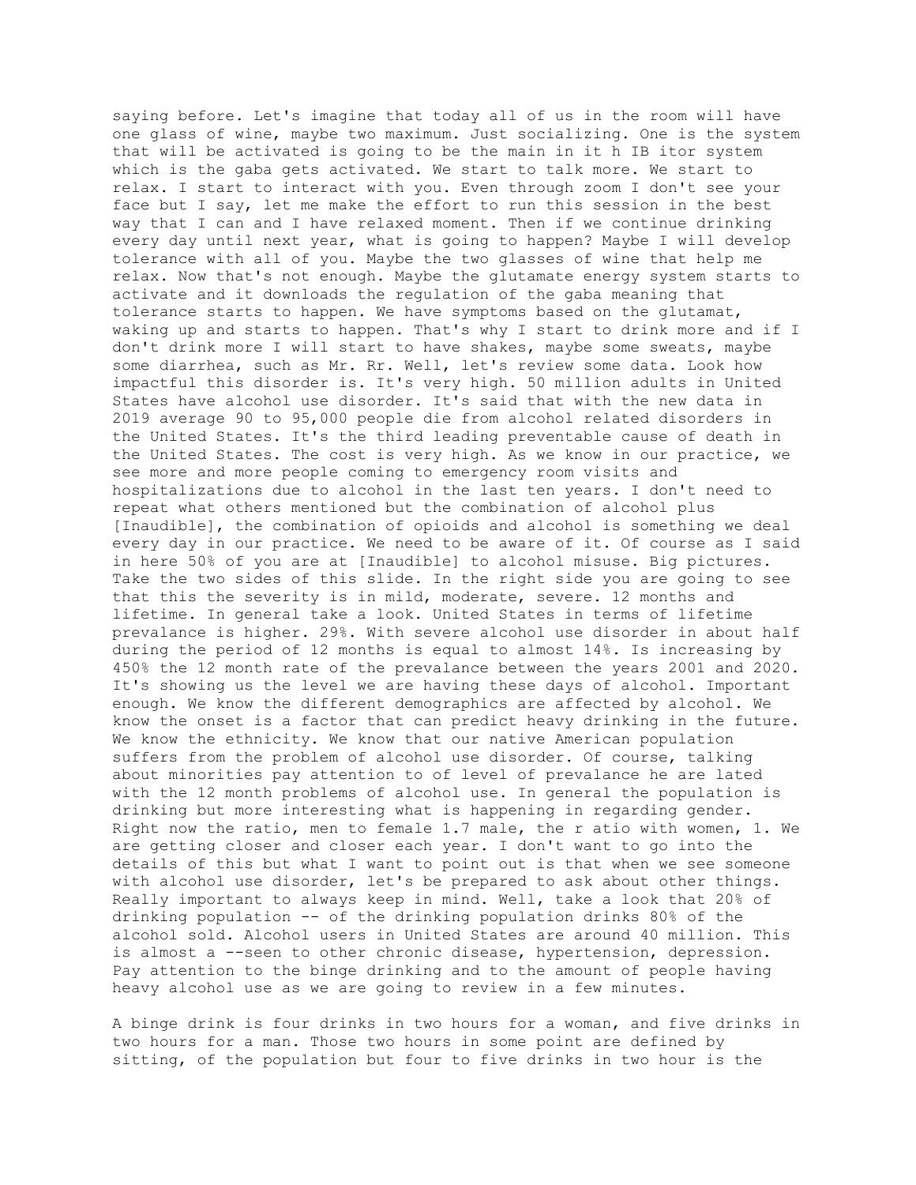saying before. Let's imagine that today all of us in the room will have one glass of wine, maybe two maximum. Just socializing. One is the system that will be activated is going to be the main in it h IB itor system which is the gaba gets activated. We start to talk more. We start to relax. I start to interact with you. Even through zoom I don't see your face but I say, let me make the effort to run this session in the best way that I can and I have relaxed moment. Then if we continue drinking every day until next year, what is going to happen? Maybe I will develop tolerance with all of you. Maybe the two glasses of wine that help me relax. Now that's not enough. Maybe the glutamate energy system starts to activate and it downloads the regulation of the gaba meaning that tolerance starts to happen. We have symptoms based on the glutamat, waking up and starts to happen. That's why I start to drink more and if I don't drink more I will start to have shakes, maybe some sweats, maybe some diarrhea, such as Mr. Rr. Well, let's review some data. Look how impactful this disorder is. It's very high. 50 million adults in United States have alcohol use disorder. It's said that with the new data in 2019 average 90 to 95,000 people die from alcohol related disorders in the United States. It's the third leading preventable cause of death in the United States. The cost is very high. As we know in our practice, we see more and more people coming to emergency room visits and hospitalizations due to alcohol in the last ten years. I don't need to repeat what others mentioned but the combination of alcohol plus [Inaudible], the combination of opioids and alcohol is something we deal every day in our practice. We need to be aware of it. Of course as I said in here 50% of you are at [Inaudible] to alcohol misuse. Big pictures. Take the two sides of this slide. In the right side you are going to see that this the severity is in mild, moderate, severe. 12 months and lifetime. In general take a look. United States in terms of lifetime prevalance is higher. 29%. With severe alcohol use disorder in about half during the period of 12 months is equal to almost 14%. Is increasing by 450% the 12 month rate of the prevalance between the years 2001 and 2020. It's showing us the level we are having these days of alcohol. Important enough. We know the different demographics are affected by alcohol. We know the onset is a factor that can predict heavy drinking in the future. We know the ethnicity. We know that our native American population suffers from the problem of alcohol use disorder. Of course, talking about minorities pay attention to of level of prevalance he are lated with the 12 month problems of alcohol use. In general the population is drinking but more interesting what is happening in regarding gender. Right now the ratio, men to female 1.7 male, the r atio with women, 1. We are getting closer and closer each year. I don't want to go into the details of this but what I want to point out is that when we see someone with alcohol use disorder, let's be prepared to ask about other things. Really important to always keep in mind. Well, take a look that 20% of drinking population -- of the drinking population drinks 80% of the alcohol sold. Alcohol users in United States are around 40 million. This is almost a --seen to other chronic disease, hypertension, depression. Pay attention to the binge drinking and to the amount of people having heavy alcohol use as we are going to review in a few minutes.

A binge drink is four drinks in two hours for a woman, and five drinks in two hours for a man. Those two hours in some point are defined by sitting, of the population but four to five drinks in two hour is the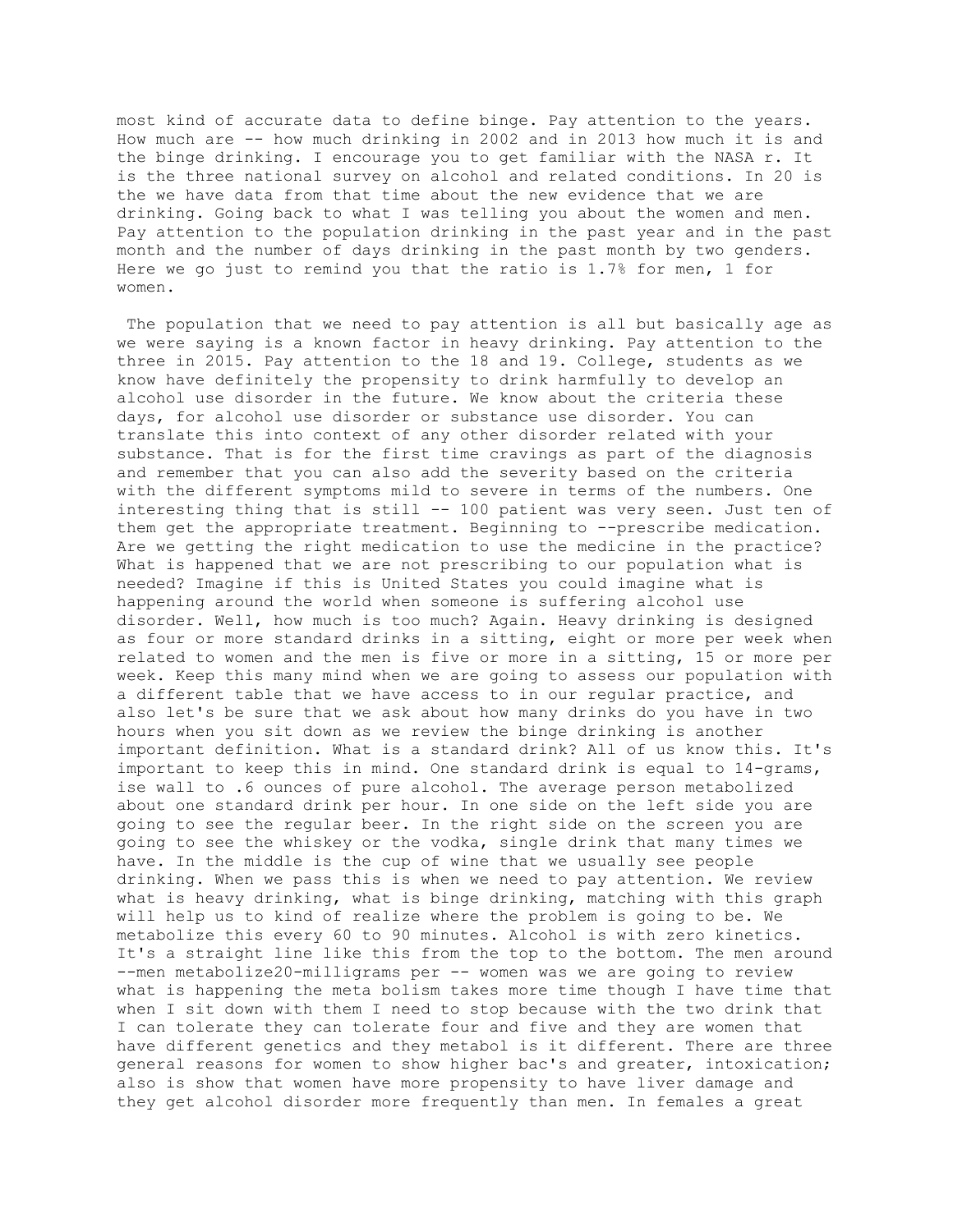most kind of accurate data to define binge. Pay attention to the years. How much are -- how much drinking in 2002 and in 2013 how much it is and the binge drinking. I encourage you to get familiar with the NASA r. It is the three national survey on alcohol and related conditions. In 20 is the we have data from that time about the new evidence that we are drinking. Going back to what I was telling you about the women and men. Pay attention to the population drinking in the past year and in the past month and the number of days drinking in the past month by two genders. Here we go just to remind you that the ratio is 1.7% for men, 1 for women.

The population that we need to pay attention is all but basically age as we were saying is a known factor in heavy drinking. Pay attention to the three in 2015. Pay attention to the 18 and 19. College, students as we know have definitely the propensity to drink harmfully to develop an alcohol use disorder in the future. We know about the criteria these days, for alcohol use disorder or substance use disorder. You can translate this into context of any other disorder related with your substance. That is for the first time cravings as part of the diagnosis and remember that you can also add the severity based on the criteria with the different symptoms mild to severe in terms of the numbers. One interesting thing that is still -- 100 patient was very seen. Just ten of them get the appropriate treatment. Beginning to --prescribe medication. Are we getting the right medication to use the medicine in the practice? What is happened that we are not prescribing to our population what is needed? Imagine if this is United States you could imagine what is happening around the world when someone is suffering alcohol use disorder. Well, how much is too much? Again. Heavy drinking is designed as four or more standard drinks in a sitting, eight or more per week when related to women and the men is five or more in a sitting, 15 or more per week. Keep this many mind when we are going to assess our population with a different table that we have access to in our regular practice, and also let's be sure that we ask about how many drinks do you have in two hours when you sit down as we review the binge drinking is another important definition. What is a standard drink? All of us know this. It's important to keep this in mind. One standard drink is equal to 14-grams, ise wall to .6 ounces of pure alcohol. The average person metabolized about one standard drink per hour. In one side on the left side you are going to see the regular beer. In the right side on the screen you are going to see the whiskey or the vodka, single drink that many times we have. In the middle is the cup of wine that we usually see people drinking. When we pass this is when we need to pay attention. We review what is heavy drinking, what is binge drinking, matching with this graph will help us to kind of realize where the problem is going to be. We metabolize this every 60 to 90 minutes. Alcohol is with zero kinetics. It's a straight line like this from the top to the bottom. The men around --men metabolize20-milligrams per -- women was we are going to review what is happening the meta bolism takes more time though I have time that when I sit down with them I need to stop because with the two drink that I can tolerate they can tolerate four and five and they are women that have different genetics and they metabol is it different. There are three general reasons for women to show higher bac's and greater, intoxication; also is show that women have more propensity to have liver damage and they get alcohol disorder more frequently than men. In females a great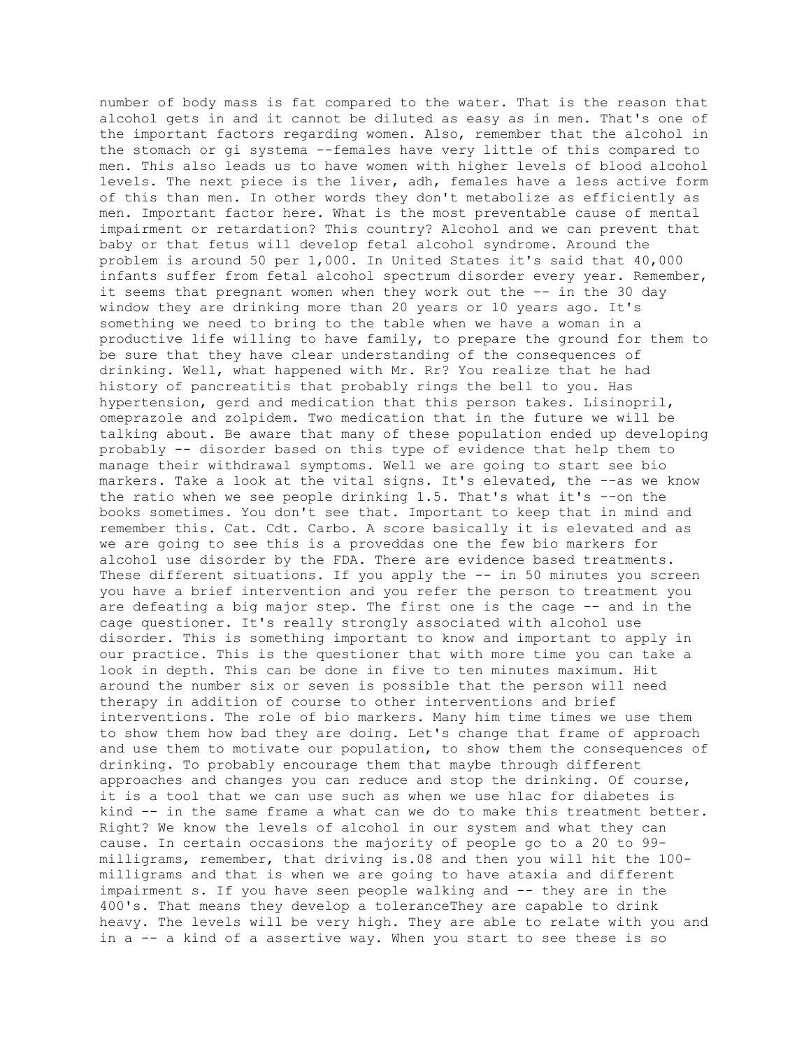number of body mass is fat compared to the water. That is the reason that alcohol gets in and it cannot be diluted as easy as in men. That's one of the important factors regarding women. Also, remember that the alcohol in the stomach or gi systema --females have very little of this compared to men. This also leads us to have women with higher levels of blood alcohol levels. The next piece is the liver, adh, females have a less active form of this than men. In other words they don't metabolize as efficiently as men. Important factor here. What is the most preventable cause of mental impairment or retardation? This country? Alcohol and we can prevent that baby or that fetus will develop fetal alcohol syndrome. Around the problem is around 50 per 1,000. In United States it's said that 40,000 infants suffer from fetal alcohol spectrum disorder every year. Remember, it seems that pregnant women when they work out the -- in the 30 day window they are drinking more than 20 years or 10 years ago. It's something we need to bring to the table when we have a woman in a productive life willing to have family, to prepare the ground for them to be sure that they have clear understanding of the consequences of drinking. Well, what happened with Mr. Rr? You realize that he had history of pancreatitis that probably rings the bell to you. Has hypertension, gerd and medication that this person takes. Lisinopril, omeprazole and zolpidem. Two medication that in the future we will be talking about. Be aware that many of these population ended up developing probably -- disorder based on this type of evidence that help them to manage their withdrawal symptoms. Well we are going to start see bio markers. Take a look at the vital signs. It's elevated, the --as we know the ratio when we see people drinking 1.5. That's what it's --on the books sometimes. You don't see that. Important to keep that in mind and remember this. Cat. Cdt. Carbo. A score basically it is elevated and as we are going to see this is a proveddas one the few bio markers for alcohol use disorder by the FDA. There are evidence based treatments. These different situations. If you apply the -- in 50 minutes you screen you have a brief intervention and you refer the person to treatment you are defeating a big major step. The first one is the cage -- and in the cage questioner. It's really strongly associated with alcohol use disorder. This is something important to know and important to apply in our practice. This is the questioner that with more time you can take a look in depth. This can be done in five to ten minutes maximum. Hit around the number six or seven is possible that the person will need therapy in addition of course to other interventions and brief interventions. The role of bio markers. Many him time times we use them to show them how bad they are doing. Let's change that frame of approach and use them to motivate our population, to show them the consequences of drinking. To probably encourage them that maybe through different approaches and changes you can reduce and stop the drinking. Of course, it is a tool that we can use such as when we use h1ac for diabetes is kind -- in the same frame a what can we do to make this treatment better. Right? We know the levels of alcohol in our system and what they can cause. In certain occasions the majority of people go to a 20 to 99-milligrams, remember, that driving is.08 and then you will hit the 100-milligrams and that is when we are going to have ataxia and different impairment s. If you have seen people walking and -- they are in the 400's. That means they develop a toleranceThey are capable to drink heavy. The levels will be very high. They are able to relate with you and in a -- a kind of a assertive way. When you start to see these is so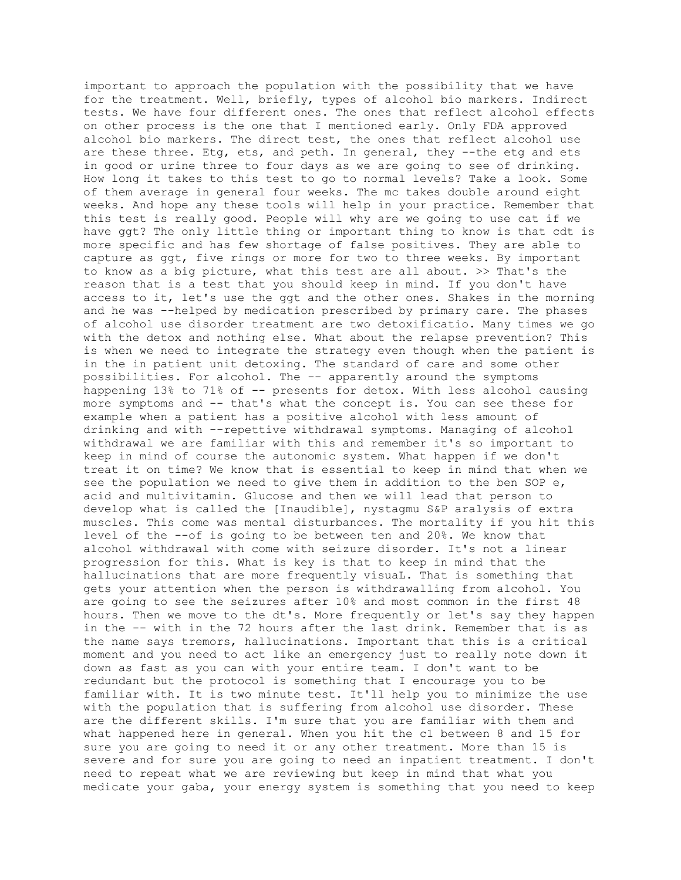important to approach the population with the possibility that we have for the treatment. Well, briefly, types of alcohol bio markers. Indirect tests. We have four different ones. The ones that reflect alcohol effects on other process is the one that I mentioned early. Only FDA approved alcohol bio markers. The direct test, the ones that reflect alcohol use are these three. Etg, ets, and peth. In general, they --the etg and ets in good or urine three to four days as we are going to see of drinking. How long it takes to this test to go to normal levels? Take a look. Some of them average in general four weeks. The mc takes double around eight weeks. And hope any these tools will help in your practice. Remember that this test is really good. People will why are we going to use cat if we have ggt? The only little thing or important thing to know is that cdt is more specific and has few shortage of false positives. They are able to capture as ggt, five rings or more for two to three weeks. By important to know as a big picture, what this test are all about. >> That's the reason that is a test that you should keep in mind. If you don't have access to it, let's use the ggt and the other ones. Shakes in the morning and he was --helped by medication prescribed by primary care. The phases of alcohol use disorder treatment are two detoxificatio. Many times we go with the detox and nothing else. What about the relapse prevention? This is when we need to integrate the strategy even though when the patient is in the in patient unit detoxing. The standard of care and some other possibilities. For alcohol. The -- apparently around the symptoms happening 13% to 71% of -- presents for detox. With less alcohol causing more symptoms and -- that's what the concept is. You can see these for example when a patient has a positive alcohol with less amount of drinking and with --repettive withdrawal symptoms. Managing of alcohol withdrawal we are familiar with this and remember it's so important to keep in mind of course the autonomic system. What happen if we don't treat it on time? We know that is essential to keep in mind that when we see the population we need to give them in addition to the ben SOP e, acid and multivitamin. Glucose and then we will lead that person to develop what is called the [Inaudible], nystagmu S&P aralysis of extra muscles. This come was mental disturbances. The mortality if you hit this level of the --of is going to be between ten and 20%. We know that alcohol withdrawal with come with seizure disorder. It's not a linear progression for this. What is key is that to keep in mind that the hallucinations that are more frequently visuaL. That is something that gets your attention when the person is withdrawalling from alcohol. You are going to see the seizures after 10% and most common in the first 48 hours. Then we move to the dt's. More frequently or let's say they happen in the -- with in the 72 hours after the last drink. Remember that is as the name says tremors, hallucinations. Important that this is a critical moment and you need to act like an emergency just to really note down it down as fast as you can with your entire team. I don't want to be redundant but the protocol is something that I encourage you to be familiar with. It is two minute test. It'll help you to minimize the use with the population that is suffering from alcohol use disorder. These are the different skills. I'm sure that you are familiar with them and what happened here in general. When you hit the c1 between 8 and 15 for sure you are going to need it or any other treatment. More than 15 is severe and for sure you are going to need an inpatient treatment. I don't need to repeat what we are reviewing but keep in mind that what you medicate your gaba, your energy system is something that you need to keep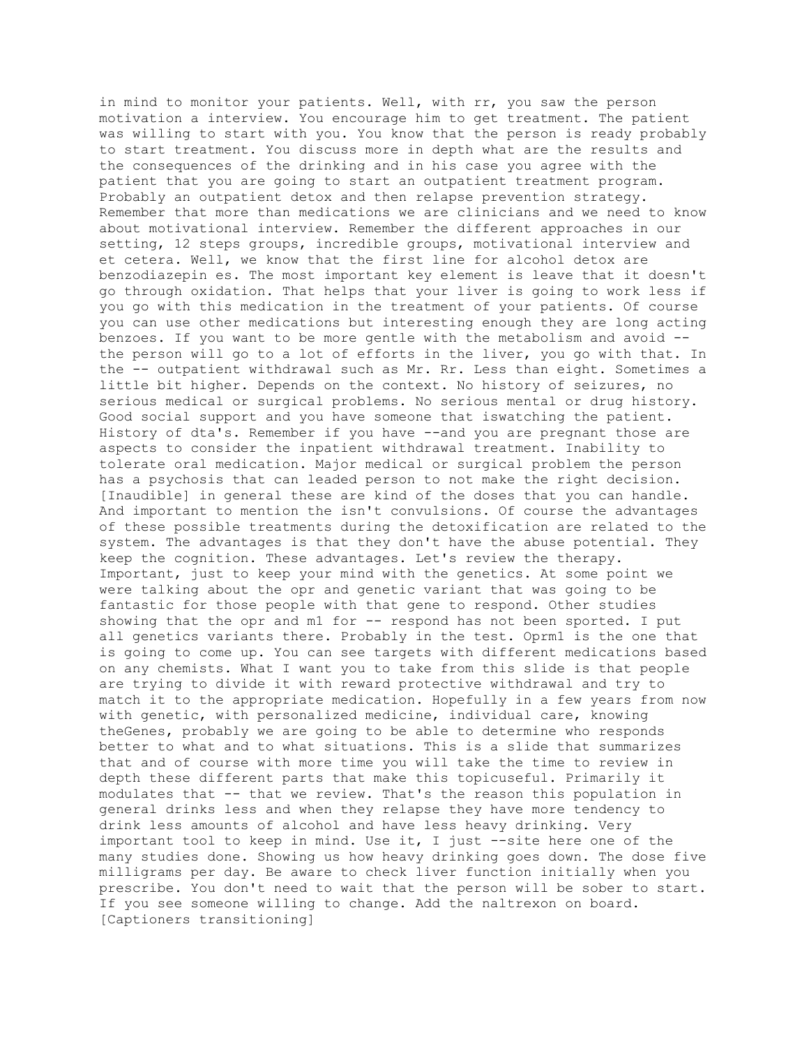in mind to monitor your patients. Well, with rr, you saw the person motivation a interview. You encourage him to get treatment. The patient was willing to start with you. You know that the person is ready probably to start treatment. You discuss more in depth what are the results and the consequences of the drinking and in his case you agree with the patient that you are going to start an outpatient treatment program. Probably an outpatient detox and then relapse prevention strategy. Remember that more than medications we are clinicians and we need to know about motivational interview. Remember the different approaches in our setting, 12 steps groups, incredible groups, motivational interview and et cetera. Well, we know that the first line for alcohol detox are benzodiazepin es. The most important key element is leave that it doesn't go through oxidation. That helps that your liver is going to work less if you go with this medication in the treatment of your patients. Of course you can use other medications but interesting enough they are long acting benzoes. If you want to be more gentle with the metabolism and avoid -- the person will go to a lot of efforts in the liver, you go with that. In the -- outpatient withdrawal such as Mr. Rr. Less than eight. Sometimes a little bit higher. Depends on the context. No history of seizures, no serious medical or surgical problems. No serious mental or drug history. Good social support and you have someone that iswatching the patient. History of dta's. Remember if you have --and you are pregnant those are aspects to consider the inpatient withdrawal treatment. Inability to tolerate oral medication. Major medical or surgical problem the person has a psychosis that can leaded person to not make the right decision. [Inaudible] in general these are kind of the doses that you can handle. And important to mention the isn't convulsions. Of course the advantages of these possible treatments during the detoxification are related to the system. The advantages is that they don't have the abuse potential. They keep the cognition. These advantages. Let's review the therapy. Important, just to keep your mind with the genetics. At some point we were talking about the opr and genetic variant that was going to be fantastic for those people with that gene to respond. Other studies showing that the opr and m1 for -- respond has not been sported. I put all genetics variants there. Probably in the test. Oprm1 is the one that is going to come up. You can see targets with different medications based on any chemists. What I want you to take from this slide is that people are trying to divide it with reward protective withdrawal and try to match it to the appropriate medication. Hopefully in a few years from now with genetic, with personalized medicine, individual care, knowing theGenes, probably we are going to be able to determine who responds better to what and to what situations. This is a slide that summarizes that and of course with more time you will take the time to review in depth these different parts that make this topicuseful. Primarily it modulates that -- that we review. That's the reason this population in general drinks less and when they relapse they have more tendency to drink less amounts of alcohol and have less heavy drinking. Very important tool to keep in mind. Use it, I just --site here one of the many studies done. Showing us how heavy drinking goes down. The dose five milligrams per day. Be aware to check liver function initially when you prescribe. You don't need to wait that the person will be sober to start. If you see someone willing to change. Add the naltrexon on board. [Captioners transitioning]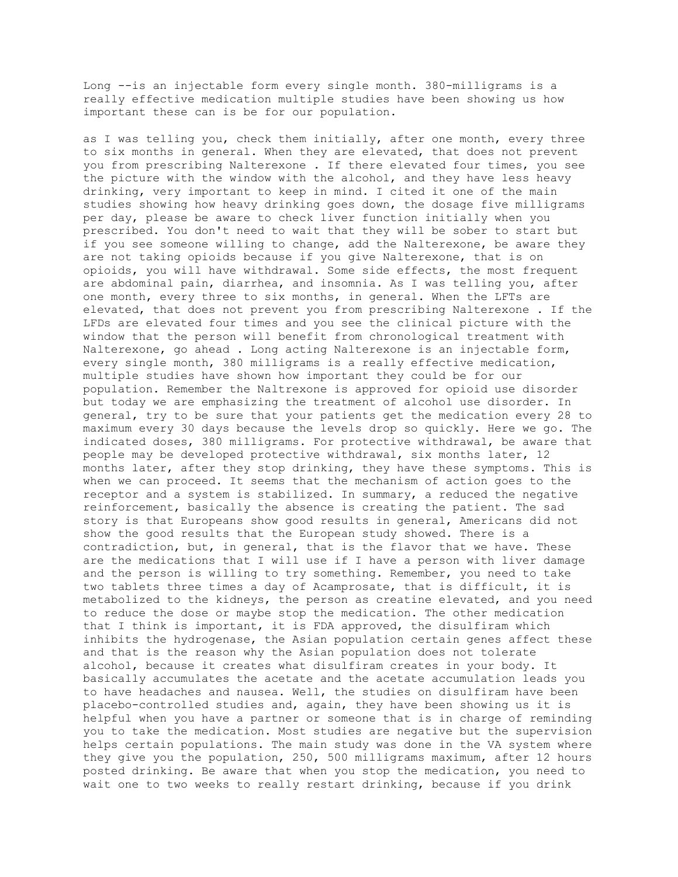Long --is an injectable form every single month. 380-milligrams is a really effective medication multiple studies have been showing us how important these can is be for our population.

as I was telling you, check them initially, after one month, every three to six months in general. When they are elevated, that does not prevent you from prescribing Nalterexone . If there elevated four times, you see the picture with the window with the alcohol, and they have less heavy drinking, very important to keep in mind. I cited it one of the main studies showing how heavy drinking goes down, the dosage five milligrams per day, please be aware to check liver function initially when you prescribed. You don't need to wait that they will be sober to start but if you see someone willing to change, add the Nalterexone, be aware they are not taking opioids because if you give Nalterexone, that is on opioids, you will have withdrawal. Some side effects, the most frequent are abdominal pain, diarrhea, and insomnia. As I was telling you, after one month, every three to six months, in general. When the LFTs are elevated, that does not prevent you from prescribing Nalterexone . If the LFDs are elevated four times and you see the clinical picture with the window that the person will benefit from chronological treatment with Nalterexone, go ahead . Long acting Nalterexone is an injectable form, every single month, 380 milligrams is a really effective medication, multiple studies have shown how important they could be for our population. Remember the Naltrexone is approved for opioid use disorder but today we are emphasizing the treatment of alcohol use disorder. In general, try to be sure that your patients get the medication every 28 to maximum every 30 days because the levels drop so quickly. Here we go. The indicated doses, 380 milligrams. For protective withdrawal, be aware that people may be developed protective withdrawal, six months later, 12 months later, after they stop drinking, they have these symptoms. This is when we can proceed. It seems that the mechanism of action goes to the receptor and a system is stabilized. In summary, a reduced the negative reinforcement, basically the absence is creating the patient. The sad story is that Europeans show good results in general, Americans did not show the good results that the European study showed. There is a contradiction, but, in general, that is the flavor that we have. These are the medications that I will use if I have a person with liver damage and the person is willing to try something. Remember, you need to take two tablets three times a day of Acamprosate, that is difficult, it is metabolized to the kidneys, the person as creatine elevated, and you need to reduce the dose or maybe stop the medication. The other medication that I think is important, it is FDA approved, the disulfiram which inhibits the hydrogenase, the Asian population certain genes affect these and that is the reason why the Asian population does not tolerate alcohol, because it creates what disulfiram creates in your body. It basically accumulates the acetate and the acetate accumulation leads you to have headaches and nausea. Well, the studies on disulfiram have been placebo-controlled studies and, again, they have been showing us it is helpful when you have a partner or someone that is in charge of reminding you to take the medication. Most studies are negative but the supervision helps certain populations. The main study was done in the VA system where they give you the population, 250, 500 milligrams maximum, after 12 hours posted drinking. Be aware that when you stop the medication, you need to wait one to two weeks to really restart drinking, because if you drink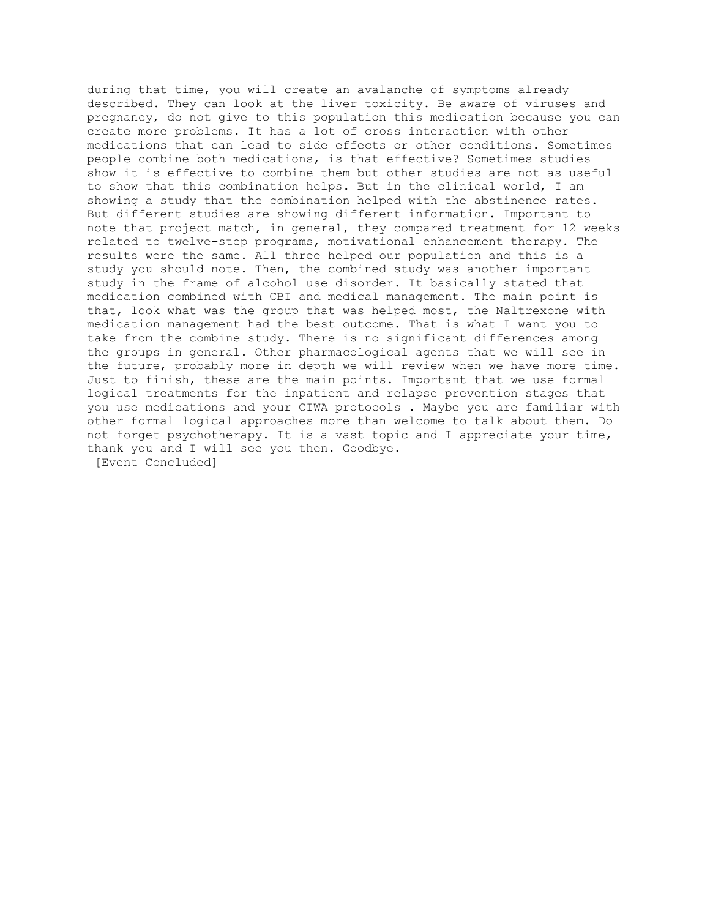during that time, you will create an avalanche of symptoms already described. They can look at the liver toxicity. Be aware of viruses and pregnancy, do not give to this population this medication because you can create more problems. It has a lot of cross interaction with other medications that can lead to side effects or other conditions. Sometimes people combine both medications, is that effective? Sometimes studies show it is effective to combine them but other studies are not as useful to show that this combination helps. But in the clinical world, I am showing a study that the combination helped with the abstinence rates. But different studies are showing different information. Important to note that project match, in general, they compared treatment for 12 weeks related to twelve-step programs, motivational enhancement therapy. The results were the same. All three helped our population and this is a study you should note. Then, the combined study was another important study in the frame of alcohol use disorder. It basically stated that medication combined with CBI and medical management. The main point is that, look what was the group that was helped most, the Naltrexone with medication management had the best outcome. That is what I want you to take from the combine study. There is no significant differences among the groups in general. Other pharmacological agents that we will see in the future, probably more in depth we will review when we have more time. Just to finish, these are the main points. Important that we use formal logical treatments for the inpatient and relapse prevention stages that you use medications and your CIWA protocols . Maybe you are familiar with other formal logical approaches more than welcome to talk about them. Do not forget psychotherapy. It is a vast topic and I appreciate your time, thank you and I will see you then. Goodbye.

[Event Concluded]